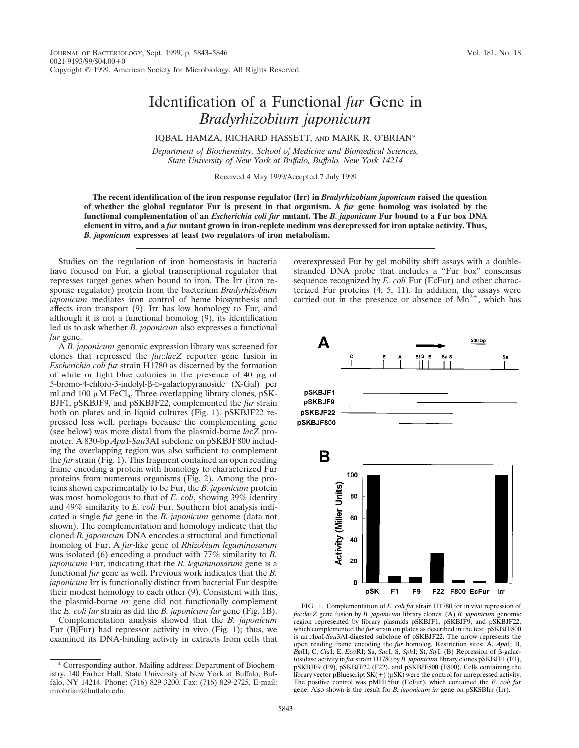# Identification of a Functional *fur* Gene in *Bradyrhizobium japonicum*

IQBAL HAMZA, RICHARD HASSETT, AND MARK R. O'BRIAN*

*Department of Biochemistry, School of Medicine and Biomedical Sciences, State University of New York at Buffalo, Buffalo, New York 14214*

Received 4 May 1999/Accepted 7 July 1999

**The recent identification of the iron response regulator (Irr) in *Bradyrhizobium japonicum* raised the question of whether the global regulator Fur is present in that organism. A *fur* gene homolog was isolated by the functional complementation of an *Escherichia coli fur* mutant. The *B. japonicum* Fur bound to a Fur box DNA element in vitro, and a *fur* mutant grown in iron-replete medium was derepressed for iron uptake activity. Thus, *B. japonicum* expresses at least two regulators of iron metabolism.**

Studies on the regulation of iron homeostasis in bacteria have focused on Fur, a global transcriptional regulator that represses target genes when bound to iron. The Irr (iron response regulator) protein from the bacterium *Bradyrhizobium japonicum* mediates iron control of heme biosynthesis and affects iron transport (9). Irr has low homology to Fur, and although it is not a functional homolog (9), its identification led us to ask whether *B. japonicum* also expresses a functional *fur* gene.

A *B. japonicum* genomic expression library was screened for clones that repressed the *fiu::lacZ* reporter gene fusion in *Escherichia coli fur* strain H1780 as discerned by the formation of white or light blue colonies in the presence of 40 μg of 5-bromo-4-chloro-3-indolyl-β-D-galactopyranoside (X-Gal) per ml and 100 μM $FeCl_3$. Three overlapping library clones, pSKBJF1, pSKBJF9, and pSKBJF22, complemented the *fur* strain both on plates and in liquid cultures (Fig. 1). pSKBJF22 repressed less well, perhaps because the complementing gene (see below) was more distal from the plasmid-borne *lacZ* promoter. A 830-bp *Apa*I-*Sau*3AI subclone on pSKBJF800 including the overlapping region was also sufficient to complement the *fur* strain (Fig. 1). This fragment contained an open reading frame encoding a protein with homology to characterized Fur proteins from numerous organisms (Fig. 2). Among the proteins shown experimentally to be Fur, the *B. japonicum* protein was most homologous to that of *E. coli*, showing 39% identity and 49% similarity to *E. coli* Fur. Southern blot analysis indicated a single *fur* gene in the *B. japonicum* genome (data not shown). The complementation and homology indicate that the cloned *B. japonicum* DNA encodes a structural and functional homolog of Fur. A *fur*-like gene of *Rhizobium leguminosarum* was isolated (6) encoding a product with 77% similarity to *B. japonicum* Fur, indicating that the *R. leguminosarum* gene is a functional *fur* gene as well. Previous work indicates that the *B. japonicum* Irr is functionally distinct from bacterial Fur despite their modest homology to each other (9). Consistent with this, the plasmid-borne *irr* gene did not functionally complement the *E. coli fur* strain as did the *B. japonicum fur* gene (Fig. 1B).

Complementation analysis showed that the *B. japonicum* Fur (BjFur) had repressor activity in vivo (Fig. 1); thus, we examined its DNA-binding activity in extracts from cells that overexpressed Fur by gel mobility shift assays with a double-stranded DNA probe that includes a "Fur box" consensus sequence recognized by *E. coli* Fur (EcFur) and other characterized Fur proteins (4, 5, 11). In addition, the assays were carried out in the presence or absence of $Mn^{2+}$, which has

FIG. 1. Complementation of *E. coli fur* strain H1780 for in vivo repression of *fiu::lacZ* gene fusion by *B. japonicum* library clones. (A) *B. japonicum* genomic region represented by library plasmids pSKBJF1, pSKBJF9, and pSKBJF22, which complemented the *fur* strain on plates as described in the text. pSKBJF800 is an *Apa*I-*Sau*3AI-digested subclone of pSKBJF22. The arrow represents the open reading frame encoding the *fur* homolog. Restriction sites: A, *Apa*I; B, *Bgl*II; C, *Cla*I; E, *Eco*RI; Sa, *Sac*I; S, *Sph*I; St, *Sty*I. (B) Repression of β-galactosidase activity in *fur* strain H1780 by *B. japonicum* library clones pSKBJF1 (F1), pSKBJF9 (F9), pSKBJF22 (F22), and pSKBJF800 (F800). Cells containing the library vector pBluescript SK(+) (pSK) were the control for unrepressed activity. The positive control was pMH15fur (EcFur), which contained the *E. coli fur* gene. Also shown is the result for *B. japonicum irr* gene on pSKSBIrr (Irr).

\* Corresponding author. Mailing address: Department of Biochemistry, 140 Farber Hall, State University of New York at Buffalo, Buffalo, NY 14214. Phone: (716) 829-3200. Fax: (716) 829-2725. E-mail: mrobrian@buffalo.edu.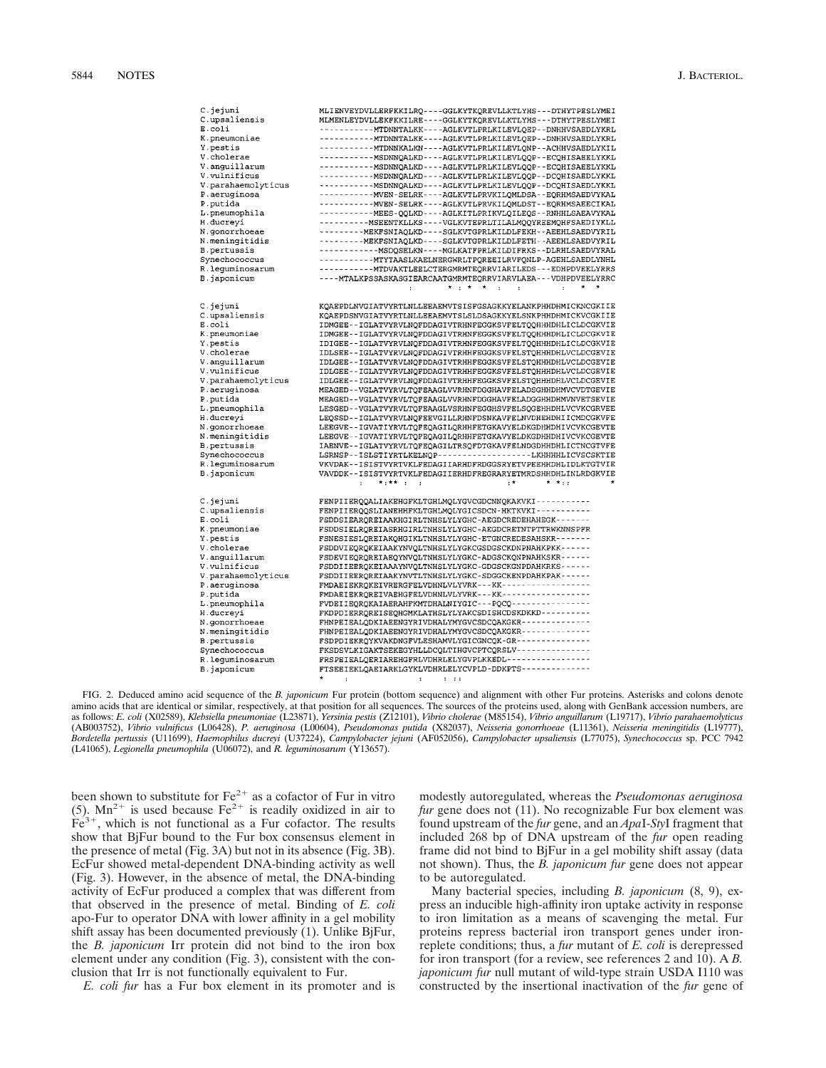```
C.jejuni            MLIENVEYDVLLERFKKILRQ----GGLKYTKQREVLLKTLYHS---DTHYTPESLYMEI
C.upsaliensis       MLMENLEYDVLLEKFKKILRE----GGLKYTKQREVLLKTLYHS---DTHYTPESLYMEI
E.coli              ----------MTDNNTALKK----AGLKVTLPRLKILEVLQEP--DNHHVSAEDLYKRL
K.pneumoniae        ----------MTDNNTALKK----AGLKVTLPRLKILEVLQEP--DNHHVSAEDLYKRL
Y.pestis            ----------MTDNNKALKN----AGLKVTLPRLKILEVLQNP--ACHHVSAEDLYKIL
V.cholerae          ----------MSDNNQALKD----AGLKVTLPRLKILEVLQQP--ECQHISAEELYKKL
V.anguillarum       ----------MSDNNQALKD----AGLKVTLPRLKILEVLQQP--ECQHISAEELYKKL
V.vulnificus        ----------MSDNNQALKD----AGLKVTLPRLKILEVLQQP--DCQHISAEDLYKKL
V.parahaemolyticus  ----------MSDNNQALKD----AGLKVTLPRLKILEVLQQP--DCQHISAEDLYKKL
P.aeruginosa        ----------MVEN-SELRK----AGLKVTLPRVKILQMLDSA--EQRHMSAEDVYKAL
P.putida            ----------MVEN-SELRK----AGLKVTLPRVKILQMLDST--EQRHMSAEECIKAL
L.pneumophila       ----------MEES-QQLKD----AGLKITLPRIKVLQILEQS--RNHHLSAEAVYKAL
H.ducreyi           ---------MSEENTKLLKS----VGLKVTEPRLTILALMQQYREEMQHFSAEDIYKLL
N.gonorrhoeae       ---------MEKFSNIAQLKD----SGLKVTGPRLKILDLFEKH--AEEHLSAEDVYRIL
N.meningitidis      ---------MEKFSNIAQLKD----SGLKVTGPRLKILDLFETH--AEEHLSAEDVYRIL
B.pertussis         -----------MSDQSELKN----MGLKATFPRLKILDIFRKS--DLRHLSAEDVYRAL
Synechococcus       ----------MTYTAASLKAELNERGWRLTPQREEILRVFQNLP-AGEHLSAEDLYNHL
R.leguminosarum     ----------MTDVAKTLEELCTERGMRMTEQRRVIARILEDS---EDHPDVEELYRRS
B.japonicum         ----MTALKPSSASKASGIEARCAATGMRMTEQRRVIARVLAEA---VDHPDVEELYRRC
                                 :        * : *  *  :    :         :   *  *

C.jejuni            KQAEPDLNVGIATVYRTLNLLEEAEMVTSISFGSAGKKYELANKPHHDHMICKNCGKIIE
C.upsaliensis       KQAEPDSNVGIATVYRTLNLLEEAEMVTSLSLDSGAKKYELSNKPHHDHMICKVCGKIIE
E.coli              IDMGEE--IGLATVYRVLNQFDDAGIVTRHNFEGGKSVFELTQQHHHDHLICLDCGKVIE
K.pneumoniae        IDMGEE--IGLATVYRVLNQFDDAGIVTRHNFEGGKSVFELTQQHHHDHLICLDCGKVIE
Y.pestis            IDIGEE--IGLATVYRVLNQFDDAGIVTRHNFEGGKSVFELTQQHHHDHLICLDCGKVIE
V.cholerae          IDLSEE--IGLATVYRVLNQFDDAGIVTRHHFEGGKSVFELSTQHHHDHLVCLDCGEVIE
V.anguillarum       IDLGEE--IGLATVYRVLNQFDDAGIVTRHHFEGGKSVFELSTQHHHDHLVCLDCGEVIE
V.vulnificus        IDLGEE--IGLATVYRVLNQFDDAGIVTRHHFEGGKSVFELSTQHHHDHLVCLDCGEVIE
V.parahaemolyticus  IDLGEE--IGLATVYRVLNQFDDAGIVTRHHFEGGKSVFELSTQHHHDHLVCLDCGEVIE
P.aeruginosa        MEAGED--VGLATVYRVLTQFEAAGLVVRHNFDGGHAVFELADSGHHDHMVCVDTGEVIE
P.putida            MEAGED--VGLATVYRVLTQFEAAGLVVRHNFDGGHAVFELADGGHHDHMVNVETSEVIE
L.pneumophila       LESGED--VGLATVYRVLTQFEAAGLVSRHNFEGGHSVFELSQGEHHDHLVCVKCGRVEE
H.ducreyi           LEQSSD--IGLATVYRVLNQFEEVGILLRHNFDSNKAVFELNVDHEHDHIICMDCGKVFE
N.gonorrhoeae       LEEGVE--IGVATIYRVLTQFEQAGILQRHHFETGKAVYELDKGDHHDHIVCVKCGEVTE
N.meningitidis      LEEGVE--IGVATIYRVLTQFEQAGILQRHHFETGKAVYELDKGDHHDHIVCVKCGEVTE
B.pertussis         IAENVE--IGLATVYRVLTQFEQAGILTRSQFDTGKAVFELNDGDHHDHLICTNCGTVFE
Synechococcus       LSRNSP--ISLSTIYRTLKELNQP-------------------LKHHHHLICVSCSKTIE
R.leguminosarum     VKVDAK--ISISTVYRTVKLFEDAGIIARHDFRDGGSRYETVPEEHHDHLIDLKTGTVIE
B.japonicum         VAVDDK--ISISTVYRTVKLFEDAGIIERHDFREGRARYETMRDSHHDHLINLRDGKVIE
                       :   *:** :  :                      :*      * *::         *

C.jejuni            FENPIIERQQALIAKEHGFKLTGHLMQLYGVCGDCNNQKAKVKI-----------
C.upsaliensis       FENPIIERQQSLIANEHHFKLTGHLMQLYGICSDCN-HKTKVKI-----------
E.coli              FSDDSIEARQREIAAKHGIRLTNHSLYLYGHC-AEGDCREDEHAHEGK-------
K.pneumoniae        FSDDSIELRQREIASRHGIRLTNHSLYLYGHC-AEGDCRETNTPTTRWKNNSPFR
Y.pestis            FSNESIESLQREIAKQHGIKLTNHSLYLYGHC-ETGNCREDESAHSKR-------
V.cholerae          FSDDVIEQRQKEIAAKYNVQLTNHSLYLYGKCGSDGSCKDNPNAHKPKK------
V.anguillarum       FSDEVIEQRQREIAEQYNVQLTNHSLYLYGKC-ADGSCKQNPNAHKSKR------
V.vulnificus        FSDDIIEERQKEIAAAYNVQLTNHSLYLYGKC-GDGSCKGNPDAHKRKS------
V.parahaemolyticus  FSDDIIEERQREIAAKYNVTLTNHSLYLYGKC-SDGGCKENPDAHKPAK------
P.aeruginosa        FMDAEIEKRQKEIVRERGFELVDHNLVLYVRK---KK------------------
P.putida            FMDAEIEKRQREIVAEHGFELVDHNLVLYVRK---KK------------------
L.pneumophila       FVDEIIEQRQKAIAERAHFKMTDHALNIYGIC---PQCQ----------------
H.ducreyi           FKDPDIERRQREISEQHGMKLATHSLYLYAKCSDISHCDSKDKKD----------
N.gonorrhoeae       FHNPEIEALQDKIAEENGYRIVDHALYMYGVCSDCQAKGKR--------------
N.meningitidis      FHNPEIEALQDKIAEENGYRIVDHALYMYGVCSDCQAKGKR--------------
B.pertussis         FSDPDIEKRQYKVAKDNGFVLESHAMVLYGICGNCQK-GR---------------
Synechococcus       FKSDSVLKIGAKTSEKEGYHLLDCQLTIHGVCPTCQRSLV---------------
R.leguminosarum     FRSPEIEALQERIARERHGFRLVDHRLELYGVPLKKEDL-----------------
B.japonicum         FTSEEIEKLQAEIARKLGYKLVDHRLELYCVPLD-DDKPTS--------------
                    *    :                :    : ::
```

FIG. 2. Deduced amino acid sequence of the *B. japonicum* Fur protein (bottom sequence) and alignment with other Fur proteins. Asterisks and colons denote amino acids that are identical or similar, respectively, at that position for all sequences. The sources of the proteins used, along with GenBank accession numbers, are as follows: *E. coli* (X02589), *Klebsiella pneumoniae* (L23871), *Yersinia pestis* (Z12101), *Vibrio cholerae* (M85154), *Vibrio anguillarum* (L19717), *Vibrio parahaemolyticus* (AB003752), *Vibrio vulnificus* (L06428), *P. aeruginosa* (L00604), *Pseudomonas putida* (X82037), *Neisseria gonorrhoeae* (L11361), *Neisseria meningitidis* (L19777), *Bordetella pertussis* (U11699), *Haemophilus ducreyi* (U37224), *Campylobacter jejuni* (AF052056), *Campylobacter upsaliensis* (L77075), *Synechococcus* sp. PCC 7942 (L41065), *Legionella pneumophila* (U06072), and *R. leguminosarum* (Y13657).

been shown to substitute for $Fe^{2+}$ as a cofactor of Fur in vitro (5). $Mn^{2+}$ is used because $Fe^{2+}$ is readily oxidized in air to $Fe^{3+}$, which is not functional as a Fur cofactor. The results show that BjFur bound to the Fur box consensus element in the presence of metal (Fig. 3A) but not in its absence (Fig. 3B). EcFur showed metal-dependent DNA-binding activity as well (Fig. 3). However, in the absence of metal, the DNA-binding activity of EcFur produced a complex that was different from that observed in the presence of metal. Binding of *E. coli* apo-Fur to operator DNA with lower affinity in a gel mobility shift assay has been documented previously (1). Unlike BjFur, the *B. japonicum* Irr protein did not bind to the iron box element under any condition (Fig. 3), consistent with the conclusion that Irr is not functionally equivalent to Fur.

*E. coli fur* has a Fur box element in its promoter and is modestly autoregulated, whereas the *Pseudomonas aeruginosa fur* gene does not (11). No recognizable Fur box element was found upstream of the *fur* gene, and an *Apa*I-*Sty*I fragment that included 268 bp of DNA upstream of the *fur* open reading frame did not bind to BjFur in a gel mobility shift assay (data not shown). Thus, the *B. japonicum fur* gene does not appear to be autoregulated.

Many bacterial species, including *B. japonicum* (8, 9), express an inducible high-affinity iron uptake activity in response to iron limitation as a means of scavenging the metal. Fur proteins repress bacterial iron transport genes under iron-replete conditions; thus, a *fur* mutant of *E. coli* is derepressed for iron transport (for a review, see references 2 and 10). A *B. japonicum fur* null mutant of wild-type strain USDA I110 was constructed by the insertional inactivation of the *fur* gene of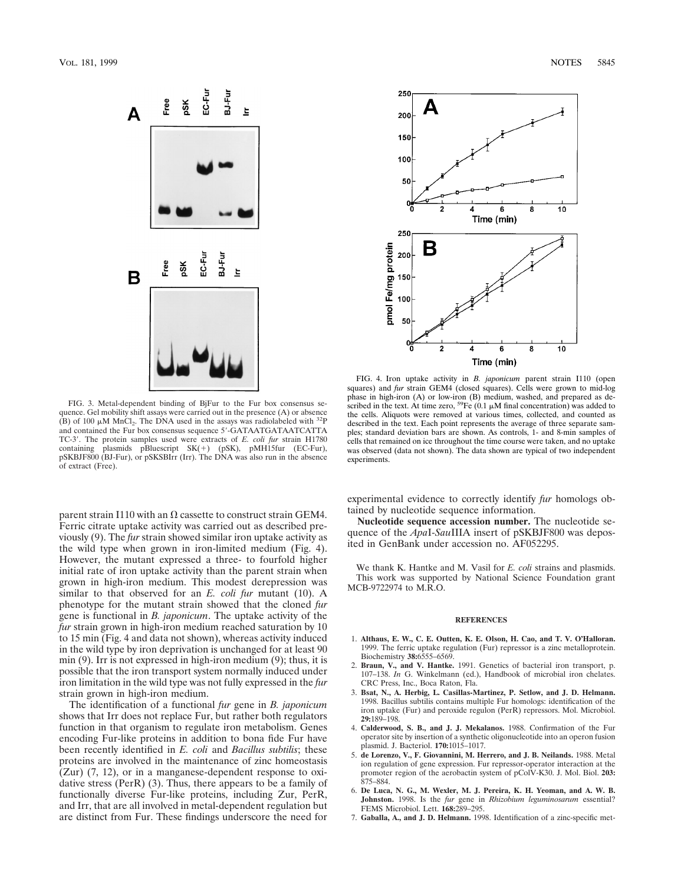FIG. 3. Metal-dependent binding of BjFur to the Fur box consensus sequence. Gel mobility shift assays were carried out in the presence (A) or absence (B) of 100 μM $MnCl_2$. The DNA used in the assays was radiolabeled with $^{32}P$ and contained the Fur box consensus sequence 5′-GATAATGATAATCATTA TC-3′. The protein samples used were extracts of *E. coli fur* strain H1780 containing plasmids pBluescript SK(+) (pSK), pMH15fur (EC-Fur), pSKBJF800 (BJ-Fur), or pSKSBIrr (Irr). The DNA was also run in the absence of extract (Free).

FIG. 4. Iron uptake activity in *B. japonicum* parent strain I110 (open squares) and *fur* strain GEM4 (closed squares). Cells were grown to mid-log phase in high-iron (A) or low-iron (B) medium, washed, and prepared as described in the text. At time zero, $^{59}Fe$ (0.1 μM final concentration) was added to the cells. Aliquots were removed at various times, collected, and counted as described in the text. Each point represents the average of three separate samples; standard deviation bars are shown. As controls, 1- and 8-min samples of cells that remained on ice throughout the time course were taken, and no uptake was observed (data not shown). The data shown are typical of two independent experiments.

parent strain I110 with an Ω cassette to construct strain GEM4. Ferric citrate uptake activity was carried out as described previously (9). The *fur* strain showed similar iron uptake activity as the wild type when grown in iron-limited medium (Fig. 4). However, the mutant expressed a three- to fourfold higher initial rate of iron uptake activity than the parent strain when grown in high-iron medium. This modest derepression was similar to that observed for an *E. coli fur* mutant (10). A phenotype for the mutant strain showed that the cloned *fur* gene is functional in *B. japonicum*. The uptake activity of the *fur* strain grown in high-iron medium reached saturation by 10 to 15 min (Fig. 4 and data not shown), whereas activity induced in the wild type by iron deprivation is unchanged for at least 90 min (9). Irr is not expressed in high-iron medium (9); thus, it is possible that the iron transport system normally induced under iron limitation in the wild type was not fully expressed in the *fur* strain grown in high-iron medium.

The identification of a functional *fur* gene in *B. japonicum* shows that Irr does not replace Fur, but rather both regulators function in that organism to regulate iron metabolism. Genes encoding Fur-like proteins in addition to bona fide Fur have been recently identified in *E. coli* and *Bacillus subtilis*; these proteins are involved in the maintenance of zinc homeostasis (Zur) (7, 12), or in a manganese-dependent response to oxidative stress (PerR) (3). Thus, there appears to be a family of functionally diverse Fur-like proteins, including Zur, PerR, and Irr, that are all involved in metal-dependent regulation but are distinct from Fur. These findings underscore the need for experimental evidence to correctly identify *fur* homologs obtained by nucleotide sequence information.

**Nucleotide sequence accession number.** The nucleotide sequence of the *Apa*I-*Sau*IIIA insert of pSKBJF800 was deposited in GenBank under accession no. AF052295.

We thank K. Hantke and M. Vasil for *E. coli* strains and plasmids. This work was supported by National Science Foundation grant MCB-9722974 to M.R.O.

## REFERENCES

1. **Althaus, E. W., C. E. Outten, K. E. Olson, H. Cao, and T. V. O'Halloran.** 1999. The ferric uptake regulation (Fur) repressor is a zinc metalloprotein. Biochemistry **38:**6555–6569.
2. **Braun, V., and V. Hantke.** 1991. Genetics of bacterial iron transport, p. 107–138. *In* G. Winkelmann (ed.), Handbook of microbial iron chelates. CRC Press, Inc., Boca Raton, Fla.
3. **Bsat, N., A. Herbig, L. Casillas-Martinez, P. Setlow, and J. D. Helmann.** 1998. Bacillus subtilis contains multiple Fur homologs: identification of the iron uptake (Fur) and peroxide regulon (PerR) repressors. Mol. Microbiol. **29:**189–198.
4. **Calderwood, S. B., and J. J. Mekalanos.** 1988. Confirmation of the Fur operator site by insertion of a synthetic oligonucleotide into an operon fusion plasmid. J. Bacteriol. **170:**1015–1017.
5. **de Lorenzo, V., F. Giovannini, M. Herrero, and J. B. Neilands.** 1988. Metal ion regulation of gene expression. Fur repressor-operator interaction at the promoter region of the aerobactin system of pColV-K30. J. Mol. Biol. **203:** 875–884.
6. **De Luca, N. G., M. Wexler, M. J. Pereira, K. H. Yeoman, and A. W. B. Johnston.** 1998. Is the *fur* gene in *Rhizobium leguminosarum* essential? FEMS Microbiol. Lett. **168:**289–295.
7. **Gaballa, A., and J. D. Helmann.** 1998. Identification of a zinc-specific met-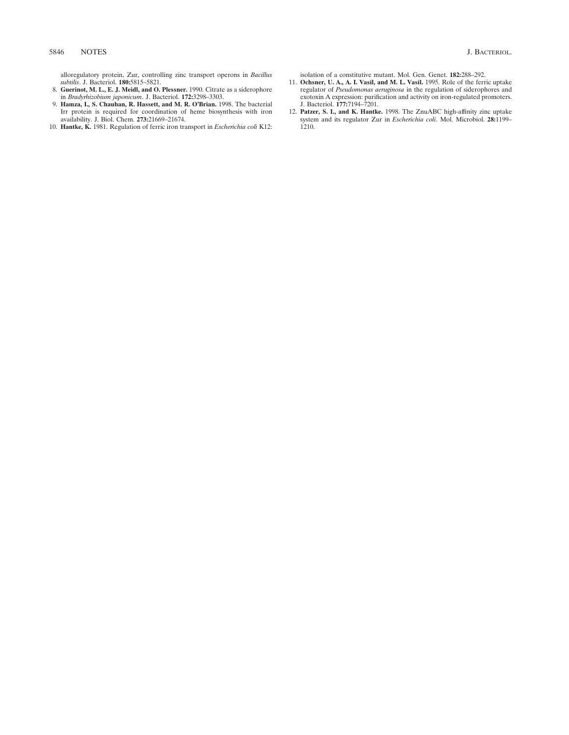alloregulatory protein, Zur, controlling zinc transport operons in *Bacillus subtilis*. J. Bacteriol. **180:**5815–5821.

8. **Guerinot, M. L., E. J. Meidl, and O. Plessner.** 1990. Citrate as a siderophore in *Bradyrhizobium japonicum*. J. Bacteriol. **172:**3298–3303.
9. **Hamza, I., S. Chauhan, R. Hassett, and M. R. O'Brian.** 1998. The bacterial Irr protein is required for coordination of heme biosynthesis with iron availability. J. Biol. Chem. **273:**21669–21674.
10. **Hantke, K.** 1981. Regulation of ferric iron transport in *Escherichia coli* K12: isolation of a constitutive mutant. Mol. Gen. Genet. **182:**288–292.
11. **Ochsner, U. A., A. I. Vasil, and M. L. Vasil.** 1995. Role of the ferric uptake regulator of *Pseudomonas aeruginosa* in the regulation of siderophores and exotoxin A expression: purification and activity on iron-regulated promoters. J. Bacteriol. **177:**7194–7201.
12. **Patzer, S. I., and K. Hantke.** 1998. The ZnuABC high-affinity zinc uptake system and its regulator Zur in *Escherichia coli*. Mol. Microbiol. **28:**1199–1210.